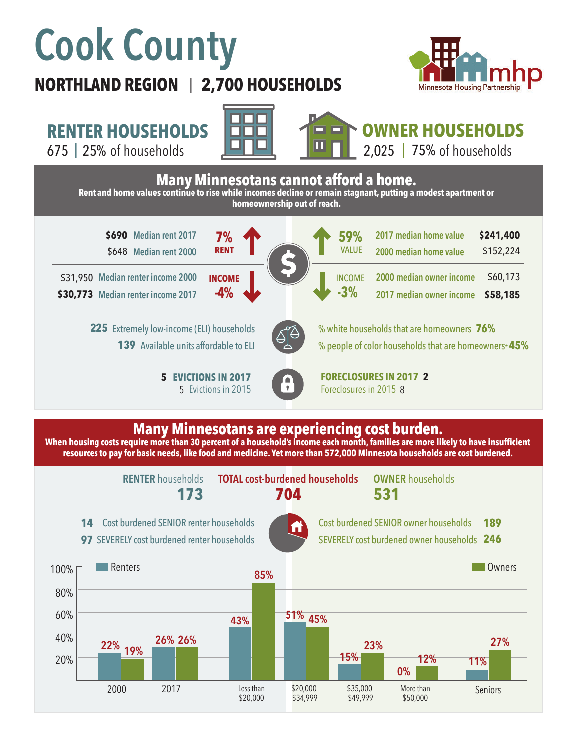# Cook County

**NORTHLAND REGION | 2,700 HOUSEHOLDS**

Minnesota Housing Partnership

## RENTER HOUSEHOLDS

675 | 25% of households

## OWNER HOUSEHOLDS

2,025 | 75% of households

## Many Minnesotans cannot afford a home.

**Rent and home values continue to rise while incomes decline or remain stagnant, putting a modest apartment or homeownership out of reach.**

| Renters | | Change | | Change | Owners | |
|---|---|---|---|---|---|---|
| **$690** | Median rent 2017 | 7% RENT ↑ | | 59% VALUE ↑ | 2017 median home value | **$241,400** |
| $648 | Median rent 2000 | | | | 2000 median home value | $152,224 |
| $31,950 | Median renter income 2000 | INCOME -4% ↓ | | INCOME -3% ↓ | 2000 median owner income | $60,173 |
| **$30,773** | Median renter income 2017 | | | | 2017 median owner income | **$58,185** |

**225** Extremely low-income (ELI) households

**139** Available units affordable to ELI

% white households that are homeowners **76%**

% people of color households that are homeowners* **45%**

**5 EVICTIONS IN 2017**

5 Evictions in 2015

**FORECLOSURES IN 2017 2**

Foreclosures in 2015 8

## Many Minnesotans are experiencing cost burden.

**When housing costs require more than 30 percent of a household's income each month, families are more likely to have insufficient resources to pay for basic needs, like food and medicine. Yet more than 572,000 Minnesota households are cost burdened.**

| RENTER households | TOTAL cost-burdened households | OWNER households |
|---|---|---|
| **173** | **704** | **531** |

**14** Cost burdened SENIOR renter households

**97** SEVERELY cost burdened renter households

Cost burdened SENIOR owner households **189**

SEVERELY cost burdened owner households **246**

| | Renters | Owners |
|---|---|---|
| 2000 | 22% | 19% |
| 2017 | 26% | 26% |
| Less than $20,000 | 43% | 85% |
| $20,000-$34,999 | 51% | 45% |
| $35,000-$49,999 | 15% | 23% |
| More than $50,000 | 0% | 12% |
| Seniors | 11% | 27% |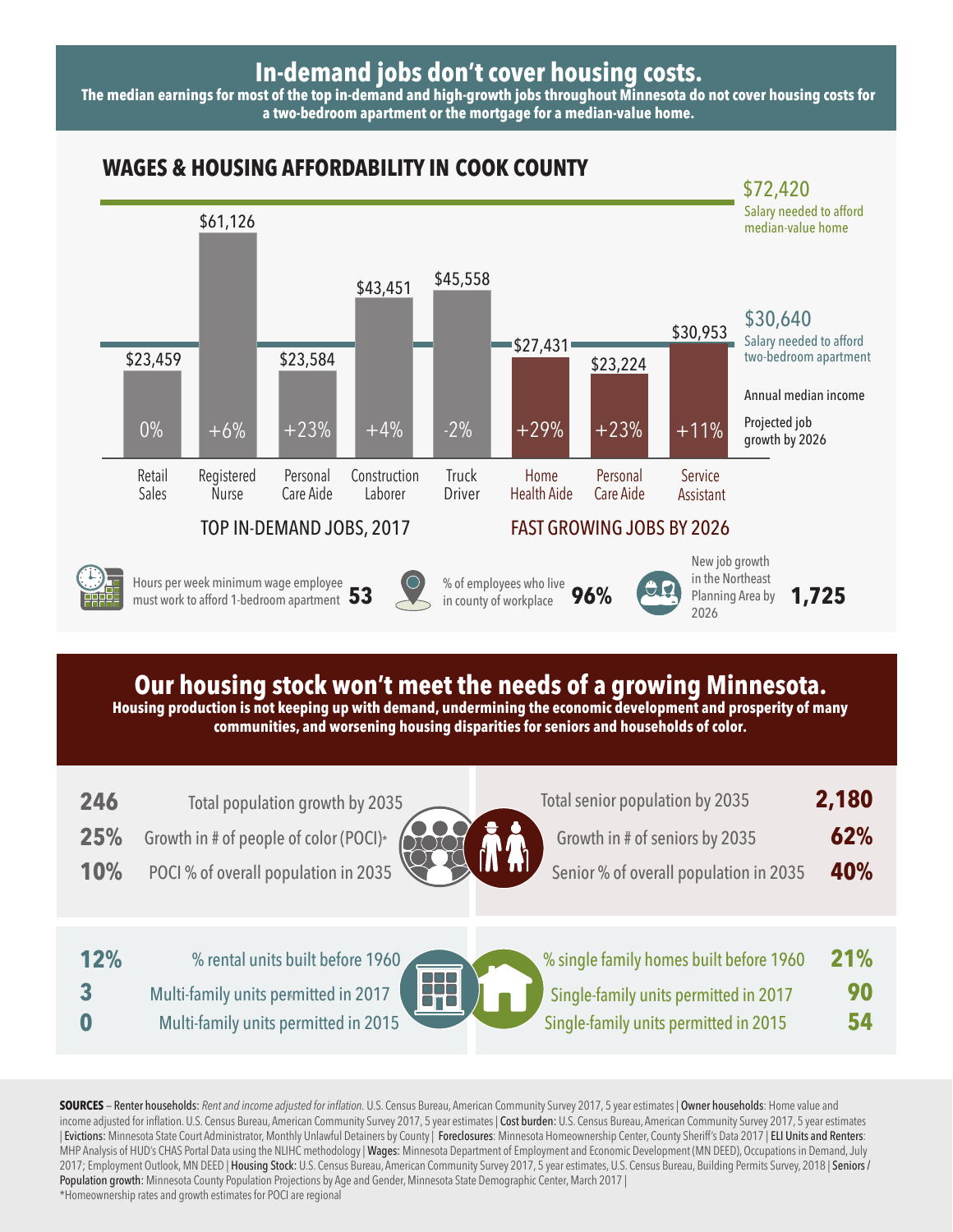# In-demand jobs don't cover housing costs.

**The median earnings for most of the top in-demand and high-growth jobs throughout Minnesota do not cover housing costs for a two-bedroom apartment or the mortgage for a median-value home.**

## WAGES & HOUSING AFFORDABILITY IN COOK COUNTY

$72,420
Salary needed to afford median-value home

$30,640
Salary needed to afford two-bedroom apartment

Annual median income

Projected job growth by 2026

TOP IN-DEMAND JOBS, 2017

Retail Sales: $23,459, 0%
Registered Nurse: $61,126, +6%
Personal Care Aide: $23,584, +23%
Construction Laborer: $43,451, +4%
Truck Driver: $45,558, -2%

FAST GROWING JOBS BY 2026

Home Health Aide: $27,431, +29%
Personal Care Aide: $23,224, +23%
Service Assistant: $30,953, +11%

Hours per week minimum wage employee must work to afford 1-bedroom apartment* **53**

% of employees who live in county of workplace **96%**

New job growth in the Northeast Planning Area by 2026 **1,725**

# Our housing stock won't meet the needs of a growing Minnesota.

**Housing production is not keeping up with demand, undermining the economic development and prosperity of many communities, and worsening housing disparities for seniors and households of color.**

**246** Total population growth by 2035

**25%** Growth in # of people of color (POCI)*

**10%** POCI % of overall population in 2035

Total senior population by 2035 **2,180**

Growth in # of seniors by 2035 **62%**

Senior % of overall population in 2035 **40%**

**12%** % rental units built before 1960

**3** Multi-family units permitted in 2017

**0** Multi-family units permitted in 2015

% single family homes built before 1960 **21%**

Single-family units permitted in 2017 **90**

Single-family units permitted in 2015 **54**

**SOURCES** – Renter households: *Rent and income adjusted for inflation.* U.S. Census Bureau, American Community Survey 2017, 5 year estimates | Owner households: Home value and income adjusted for inflation. U.S. Census Bureau, American Community Survey 2017, 5 year estimates | Cost burden: U.S. Census Bureau, American Community Survey 2017, 5 year estimates | Evictions: Minnesota State Court Administrator, Monthly Unlawful Detainers by County | Foreclosures: Minnesota Homeownership Center, County Sheriff's Data 2017 | ELI Units and Renters: MHP Analysis of HUD's CHAS Portal Data using the NLIHC methodology | Wages: Minnesota Department of Employment and Economic Development (MN DEED), Occupations in Demand, July 2017; Employment Outlook, MN DEED | Housing Stock: U.S. Census Bureau, American Community Survey 2017, 5 year estimates, U.S. Census Bureau, Building Permits Survey, 2018 | Seniors / Population growth: Minnesota County Population Projections by Age and Gender, Minnesota State Demographic Center, March 2017 |
*Homeownership rates and growth estimates for POCI are regional